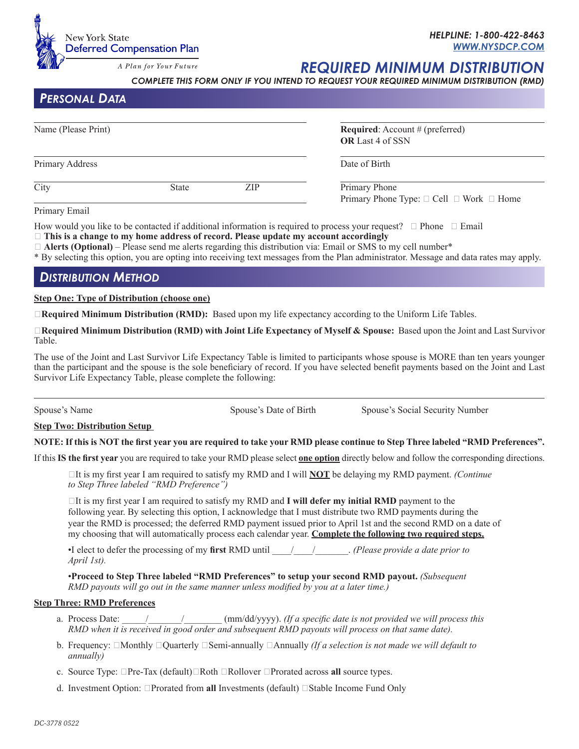New York State Deferred Compensation Plan

A Plan for Your Future

**HELPLINE: 1-800-422-8463**
**WWW.NYSDCP.COM**

# REQUIRED MINIMUM DISTRIBUTION

***COMPLETE THIS FORM ONLY IF YOU INTEND TO REQUEST YOUR REQUIRED MINIMUM DISTRIBUTION (RMD)***

## PERSONAL DATA

Name (Please Print)

**Required**: Account # (preferred) **OR** Last 4 of SSN

Primary Address

Date of Birth

City State ZIP

Primary Phone

Primary Phone Type: ☐ Cell ☐ Work ☐ Home

Primary Email

How would you like to be contacted if additional information is required to process your request? ☐ Phone ☐ Email

☐ **This is a change to my home address of record. Please update my account accordingly**

☐ **Alerts (Optional)** – Please send me alerts regarding this distribution via: Email or SMS to my cell number*

* By selecting this option, you are opting into receiving text messages from the Plan administrator. Message and data rates may apply.

## DISTRIBUTION METHOD

**Step One: Type of Distribution (choose one)**

☐**Required Minimum Distribution (RMD):** Based upon my life expectancy according to the Uniform Life Tables.

☐**Required Minimum Distribution (RMD) with Joint Life Expectancy of Myself & Spouse:** Based upon the Joint and Last Survivor Table.

The use of the Joint and Last Survivor Life Expectancy Table is limited to participants whose spouse is MORE than ten years younger than the participant and the spouse is the sole beneficiary of record. If you have selected benefit payments based on the Joint and Last Survivor Life Expectancy Table, please complete the following:

Spouse's Name Spouse's Date of Birth Spouse's Social Security Number

**Step Two: Distribution Setup**

**NOTE: If this is NOT the first year you are required to take your RMD please continue to Step Three labeled "RMD Preferences".**

If this **IS the first year** you are required to take your RMD please select **one option** directly below and follow the corresponding directions.

☐It is my first year I am required to satisfy my RMD and I will **NOT** be delaying my RMD payment. *(Continue to Step Three labeled "RMD Preference")*

☐It is my first year I am required to satisfy my RMD and **I will defer my initial RMD** payment to the following year. By selecting this option, I acknowledge that I must distribute two RMD payments during the year the RMD is processed; the deferred RMD payment issued prior to April 1st and the second RMD on a date of my choosing that will automatically process each calendar year. **Complete the following two required steps.**

•I elect to defer the processing of my **first** RMD until ____/____/_______. *(Please provide a date prior to April 1st).*

•**Proceed to Step Three labeled "RMD Preferences" to setup your second RMD payout.** *(Subsequent RMD payouts will go out in the same manner unless modified by you at a later time.)*

**Step Three: RMD Preferences**

a. Process Date: _____/_______/________ (mm/dd/yyyy). *(If a specific date is not provided we will process this RMD when it is received in good order and subsequent RMD payouts will process on that same date).*

b. Frequency: ☐Monthly ☐Quarterly ☐Semi-annually ☐Annually *(If a selection is not made we will default to annually)*

c. Source Type: ☐Pre-Tax (default) ☐Roth ☐Rollover ☐Prorated across **all** source types.

d. Investment Option: ☐Prorated from **all** Investments (default) ☐Stable Income Fund Only

DC-3778 0522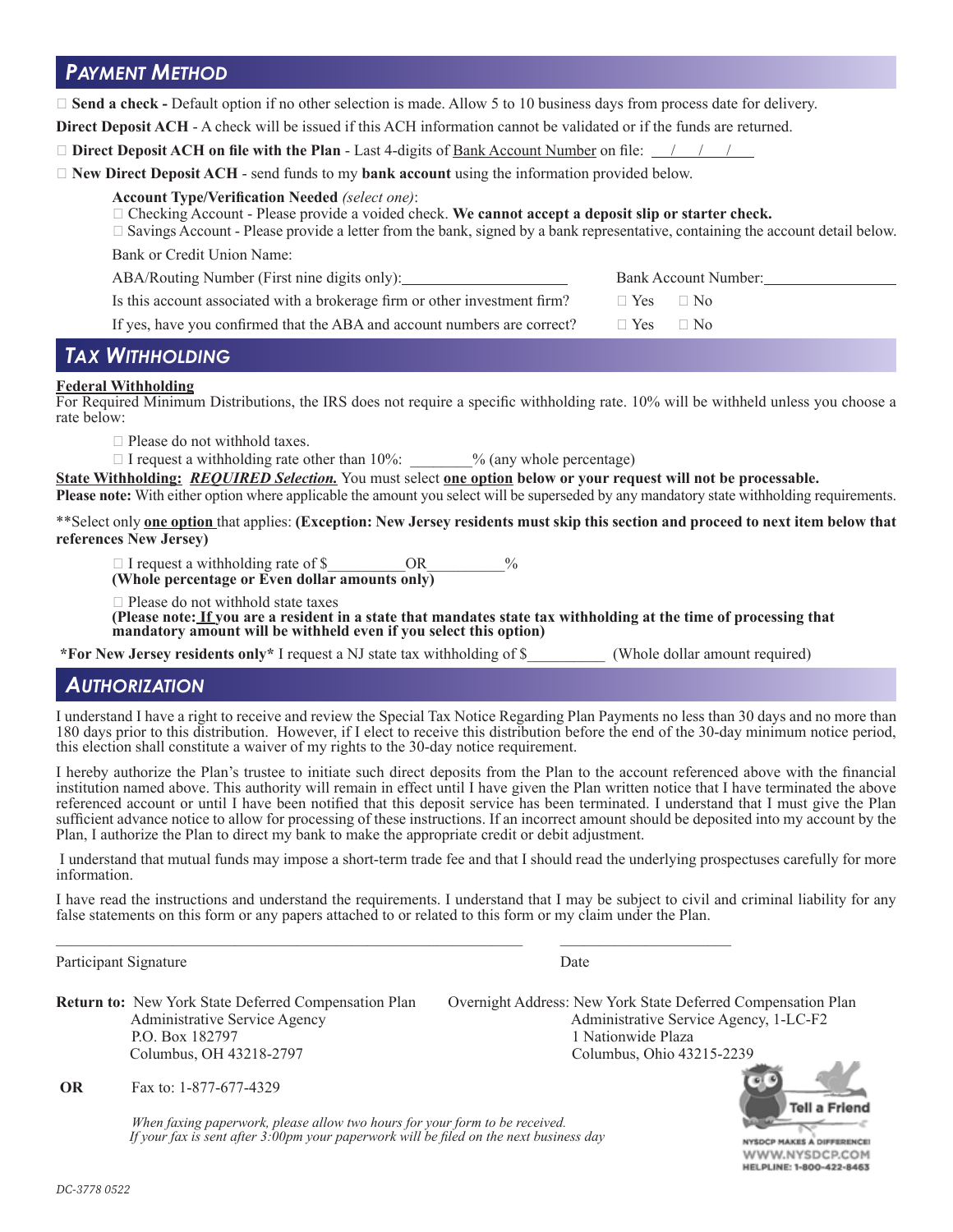## Payment Method

☐ **Send a check -** Default option if no other selection is made. Allow 5 to 10 business days from process date for delivery.

**Direct Deposit ACH** - A check will be issued if this ACH information cannot be validated or if the funds are returned.

☐ **Direct Deposit ACH on file with the Plan** - Last 4-digits of Bank Account Number on file: ___/___/___/___

☐ **New Direct Deposit ACH** - send funds to my **bank account** using the information provided below.

**Account Type/Verification Needed** *(select one)*:

☐ Checking Account - Please provide a voided check. **We cannot accept a deposit slip or starter check.**

☐ Savings Account - Please provide a letter from the bank, signed by a bank representative, containing the account detail below.

Bank or Credit Union Name:

ABA/Routing Number (First nine digits only):____________________ Bank Account Number:________________

Is this account associated with a brokerage firm or other investment firm? ☐ Yes ☐ No

If yes, have you confirmed that the ABA and account numbers are correct? ☐ Yes ☐ No

## Tax Withholding

**Federal Withholding**

For Required Minimum Distributions, the IRS does not require a specific withholding rate. 10% will be withheld unless you choose a rate below:

☐ Please do not withhold taxes.

☐ I request a withholding rate other than 10%: ________% (any whole percentage)

**State Withholding:** ***REQUIRED Selection.*** You must select **one option** **below or your request will not be processable.**

**Please note:** With either option where applicable the amount you select will be superseded by any mandatory state withholding requirements.

**Select only **one option** that applies: **(Exception: New Jersey residents must skip this section and proceed to next item below that references New Jersey)**

☐ I request a withholding rate of $__________OR__________%
**(Whole percentage or Even dollar amounts only)**

☐ Please do not withhold state taxes
**(Please note: If you are a resident in a state that mandates state tax withholding at the time of processing that mandatory amount will be withheld even if you select this option)**

***For New Jersey residents only*** I request a NJ state tax withholding of $__________ (Whole dollar amount required)

## Authorization

I understand I have a right to receive and review the Special Tax Notice Regarding Plan Payments no less than 30 days and no more than 180 days prior to this distribution. However, if I elect to receive this distribution before the end of the 30-day minimum notice period, this election shall constitute a waiver of my rights to the 30-day notice requirement.

I hereby authorize the Plan's trustee to initiate such direct deposits from the Plan to the account referenced above with the financial institution named above. This authority will remain in effect until I have given the Plan written notice that I have terminated the above referenced account or until I have been notified that this deposit service has been terminated. I understand that I must give the Plan sufficient advance notice to allow for processing of these instructions. If an incorrect amount should be deposited into my account by the Plan, I authorize the Plan to direct my bank to make the appropriate credit or debit adjustment.

I understand that mutual funds may impose a short-term trade fee and that I should read the underlying prospectuses carefully for more information.

I have read the instructions and understand the requirements. I understand that I may be subject to civil and criminal liability for any false statements on this form or any papers attached to or related to this form or my claim under the Plan.

______________________________________________ ____________________

Participant Signature Date

**Return to:** New York State Deferred Compensation Plan
Administrative Service Agency
P.O. Box 182797
Columbus, OH 43218-2797

Overnight Address: New York State Deferred Compensation Plan
Administrative Service Agency, 1-LC-F2
1 Nationwide Plaza
Columbus, Ohio 43215-2239

**OR** Fax to: 1-877-677-4329

*When faxing paperwork, please allow two hours for your form to be received.*
*If your fax is sent after 3:00pm your paperwork will be filed on the next business day*

Tell a Friend
NYSDCP MAKES A DIFFERENCE!
WWW.NYSDCP.COM
HELPLINE: 1-800-422-8463

DC-3778 0522